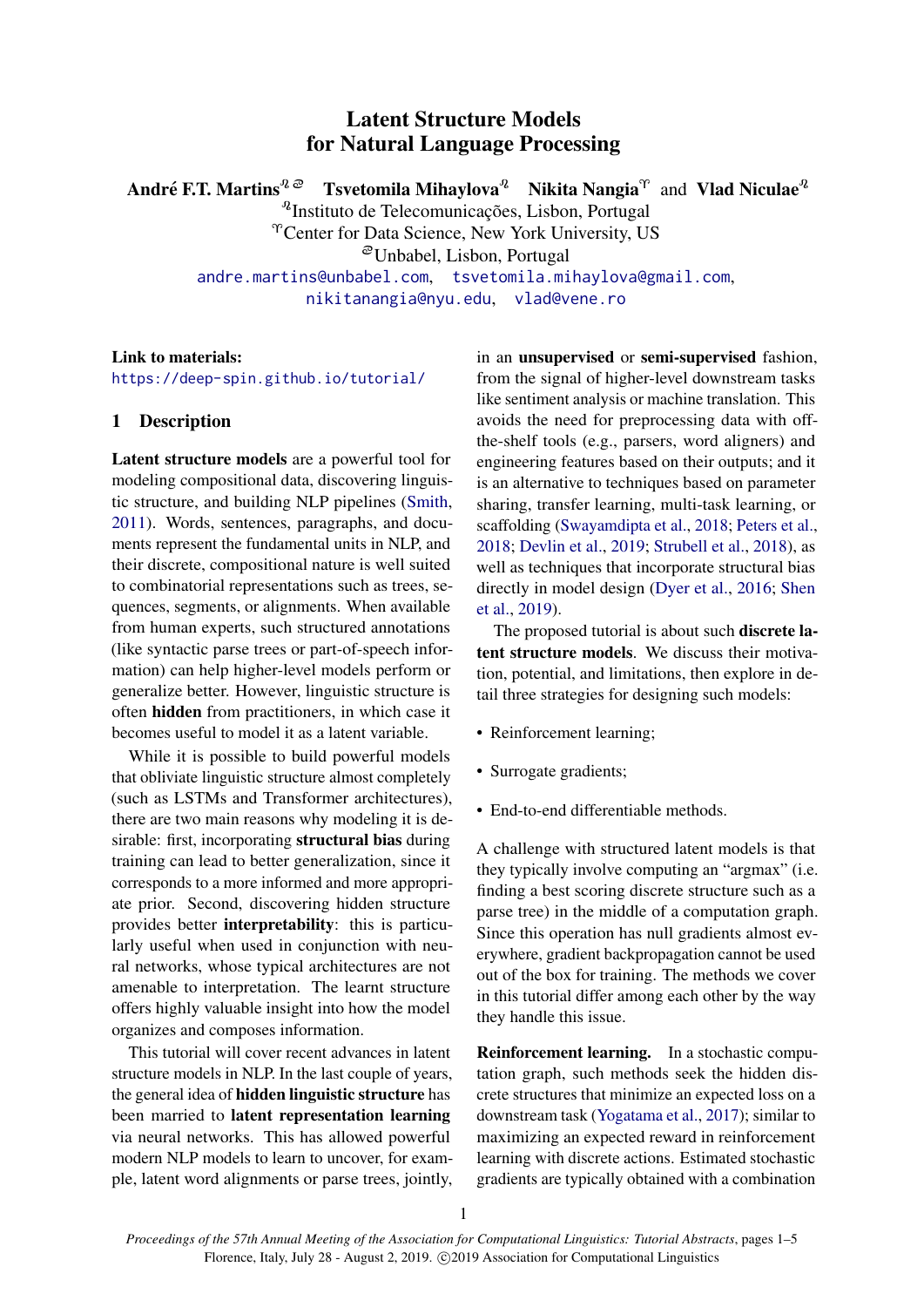# Latent Structure Models for Natural Language Processing

**André F.T. Martins**[ℑ,ᘓ] **Tsvetomila Mihaylova**[ℑ] **Nikita Nangia**[Υ] and **Vlad Niculae**[ℑ]

[ℑ]Instituto de Telecomunicações, Lisbon, Portugal
[Υ]Center for Data Science, New York University, US
[ᘓ]Unbabel, Lisbon, Portugal

andre.martins@unbabel.com, tsvetomila.mihaylova@gmail.com, nikitanangia@nyu.edu, vlad@vene.ro

**Link to materials:**
https://deep-spin.github.io/tutorial/

## 1 Description

**Latent structure models** are a powerful tool for modeling compositional data, discovering linguistic structure, and building NLP pipelines (Smith, 2011). Words, sentences, paragraphs, and documents represent the fundamental units in NLP, and their discrete, compositional nature is well suited to combinatorial representations such as trees, sequences, segments, or alignments. When available from human experts, such structured annotations (like syntactic parse trees or part-of-speech information) can help higher-level models perform or generalize better. However, linguistic structure is often **hidden** from practitioners, in which case it becomes useful to model it as a latent variable.

While it is possible to build powerful models that obliviate linguistic structure almost completely (such as LSTMs and Transformer architectures), there are two main reasons why modeling it is desirable: first, incorporating **structural bias** during training can lead to better generalization, since it corresponds to a more informed and more appropriate prior. Second, discovering hidden structure provides better **interpretability**: this is particularly useful when used in conjunction with neural networks, whose typical architectures are not amenable to interpretation. The learnt structure offers highly valuable insight into how the model organizes and composes information.

This tutorial will cover recent advances in latent structure models in NLP. In the last couple of years, the general idea of **hidden linguistic structure** has been married to **latent representation learning** via neural networks. This has allowed powerful modern NLP models to learn to uncover, for example, latent word alignments or parse trees, jointly, in an **unsupervised** or **semi-supervised** fashion, from the signal of higher-level downstream tasks like sentiment analysis or machine translation. This avoids the need for preprocessing data with off-the-shelf tools (e.g., parsers, word aligners) and engineering features based on their outputs; and it is an alternative to techniques based on parameter sharing, transfer learning, multi-task learning, or scaffolding (Swayamdipta et al., 2018; Peters et al., 2018; Devlin et al., 2019; Strubell et al., 2018), as well as techniques that incorporate structural bias directly in model design (Dyer et al., 2016; Shen et al., 2019).

The proposed tutorial is about such **discrete latent structure models**. We discuss their motivation, potential, and limitations, then explore in detail three strategies for designing such models:

- Reinforcement learning;
- Surrogate gradients;
- End-to-end differentiable methods.

A challenge with structured latent models is that they typically involve computing an "argmax" (i.e. finding a best scoring discrete structure such as a parse tree) in the middle of a computation graph. Since this operation has null gradients almost everywhere, gradient backpropagation cannot be used out of the box for training. The methods we cover in this tutorial differ among each other by the way they handle this issue.

**Reinforcement learning.** In a stochastic computation graph, such methods seek the hidden discrete structures that minimize an expected loss on a downstream task (Yogatama et al., 2017); similar to maximizing an expected reward in reinforcement learning with discrete actions. Estimated stochastic gradients are typically obtained with a combination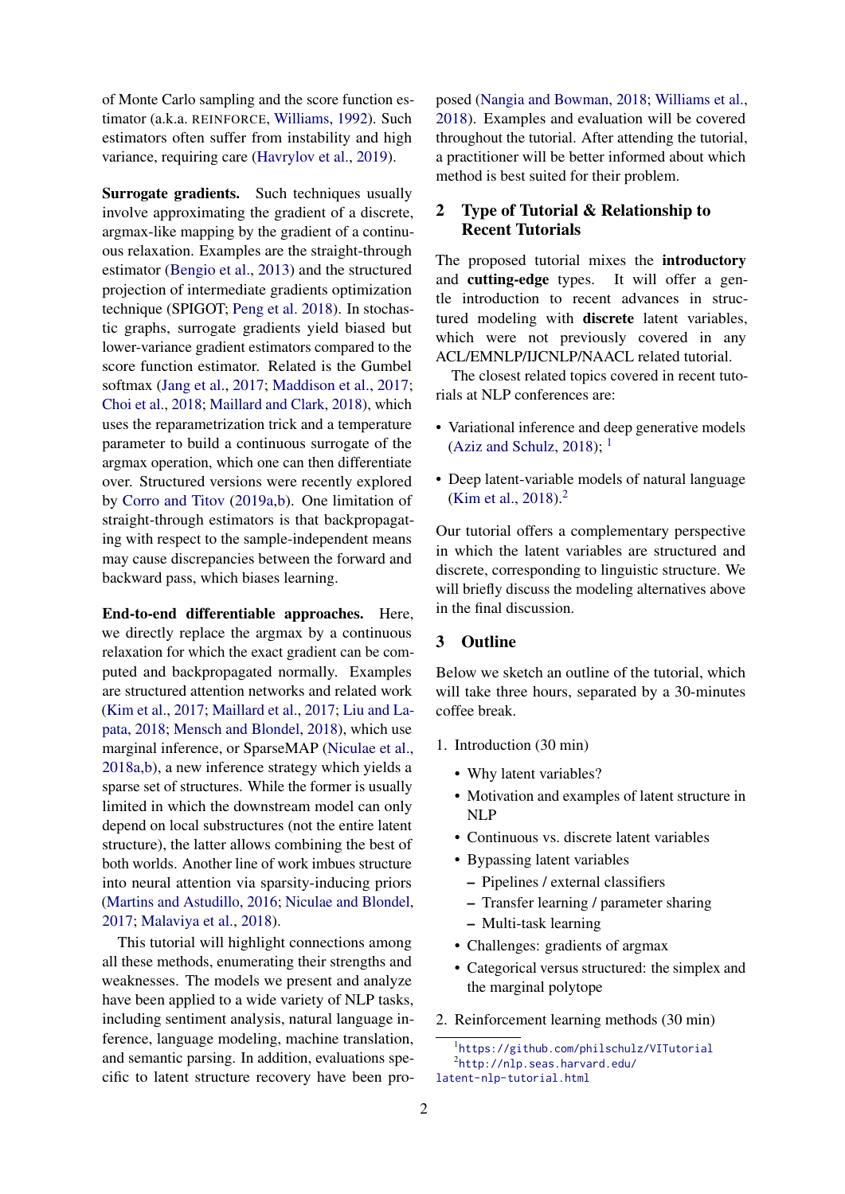of Monte Carlo sampling and the score function estimator (a.k.a. REINFORCE, Williams, 1992). Such estimators often suffer from instability and high variance, requiring care (Havrylov et al., 2019).

**Surrogate gradients.** Such techniques usually involve approximating the gradient of a discrete, argmax-like mapping by the gradient of a continuous relaxation. Examples are the straight-through estimator (Bengio et al., 2013) and the structured projection of intermediate gradients optimization technique (SPIGOT; Peng et al. 2018). In stochastic graphs, surrogate gradients yield biased but lower-variance gradient estimators compared to the score function estimator. Related is the Gumbel softmax (Jang et al., 2017; Maddison et al., 2017; Choi et al., 2018; Maillard and Clark, 2018), which uses the reparametrization trick and a temperature parameter to build a continuous surrogate of the argmax operation, which one can then differentiate over. Structured versions were recently explored by Corro and Titov (2019a,b). One limitation of straight-through estimators is that backpropagating with respect to the sample-independent means may cause discrepancies between the forward and backward pass, which biases learning.

**End-to-end differentiable approaches.** Here, we directly replace the argmax by a continuous relaxation for which the exact gradient can be computed and backpropagated normally. Examples are structured attention networks and related work (Kim et al., 2017; Maillard et al., 2017; Liu and Lapata, 2018; Mensch and Blondel, 2018), which use marginal inference, or SparseMAP (Niculae et al., 2018a,b), a new inference strategy which yields a sparse set of structures. While the former is usually limited in which the downstream model can only depend on local substructures (not the entire latent structure), the latter allows combining the best of both worlds. Another line of work imbues structure into neural attention via sparsity-inducing priors (Martins and Astudillo, 2016; Niculae and Blondel, 2017; Malaviya et al., 2018).

This tutorial will highlight connections among all these methods, enumerating their strengths and weaknesses. The models we present and analyze have been applied to a wide variety of NLP tasks, including sentiment analysis, natural language inference, language modeling, machine translation, and semantic parsing. In addition, evaluations specific to latent structure recovery have been proposed (Nangia and Bowman, 2018; Williams et al., 2018). Examples and evaluation will be covered throughout the tutorial. After attending the tutorial, a practitioner will be better informed about which method is best suited for their problem.

## 2 Type of Tutorial & Relationship to Recent Tutorials

The proposed tutorial mixes the **introductory** and **cutting-edge** types. It will offer a gentle introduction to recent advances in structured modeling with **discrete** latent variables, which were not previously covered in any ACL/EMNLP/IJCNLP/NAACL related tutorial.

The closest related topics covered in recent tutorials at NLP conferences are:

- Variational inference and deep generative models (Aziz and Schulz, 2018); [1]
- Deep latent-variable models of natural language (Kim et al., 2018).[2]

Our tutorial offers a complementary perspective in which the latent variables are structured and discrete, corresponding to linguistic structure. We will briefly discuss the modeling alternatives above in the final discussion.

## 3 Outline

Below we sketch an outline of the tutorial, which will take three hours, separated by a 30-minutes coffee break.

1. Introduction (30 min)
   - Why latent variables?
   - Motivation and examples of latent structure in NLP
   - Continuous vs. discrete latent variables
   - Bypassing latent variables
     - Pipelines / external classifiers
     - Transfer learning / parameter sharing
     - Multi-task learning
   - Challenges: gradients of argmax
   - Categorical versus structured: the simplex and the marginal polytope
2. Reinforcement learning methods (30 min)

[1] https://github.com/philschulz/VITutorial

[2] http://nlp.seas.harvard.edu/latent-nlp-tutorial.html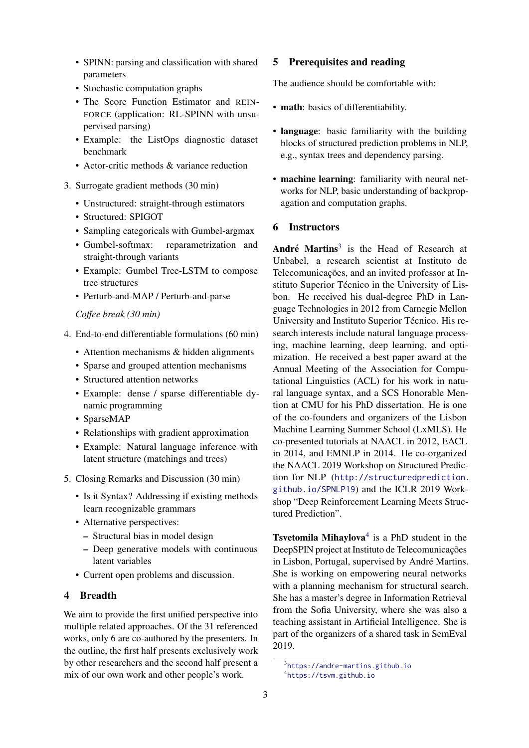- SPINN: parsing and classification with shared parameters
- Stochastic computation graphs
- The Score Function Estimator and REINFORCE (application: RL-SPINN with unsupervised parsing)
- Example: the ListOps diagnostic dataset benchmark
- Actor-critic methods & variance reduction

3. Surrogate gradient methods (30 min)
   - Unstructured: straight-through estimators
   - Structured: SPIGOT
   - Sampling categoricals with Gumbel-argmax
   - Gumbel-softmax: reparametrization and straight-through variants
   - Example: Gumbel Tree-LSTM to compose tree structures
   - Perturb-and-MAP / Perturb-and-parse

   *Coffee break (30 min)*

4. End-to-end differentiable formulations (60 min)
   - Attention mechanisms & hidden alignments
   - Sparse and grouped attention mechanisms
   - Structured attention networks
   - Example: dense / sparse differentiable dynamic programming
   - SparseMAP
   - Relationships with gradient approximation
   - Example: Natural language inference with latent structure (matchings and trees)

5. Closing Remarks and Discussion (30 min)
   - Is it Syntax? Addressing if existing methods learn recognizable grammars
   - Alternative perspectives:
     - Structural bias in model design
     - Deep generative models with continuous latent variables
   - Current open problems and discussion.

## 4 Breadth

We aim to provide the first unified perspective into multiple related approaches. Of the 31 referenced works, only 6 are co-authored by the presenters. In the outline, the first half presents exclusively work by other researchers and the second half present a mix of our own work and other people's work.

## 5 Prerequisites and reading

The audience should be comfortable with:

- **math**: basics of differentiability.
- **language**: basic familiarity with the building blocks of structured prediction problems in NLP, e.g., syntax trees and dependency parsing.
- **machine learning**: familiarity with neural networks for NLP, basic understanding of backpropagation and computation graphs.

## 6 Instructors

**André Martins**[3] is the Head of Research at Unbabel, a research scientist at Instituto de Telecomunicações, and an invited professor at Instituto Superior Técnico in the University of Lisbon. He received his dual-degree PhD in Language Technologies in 2012 from Carnegie Mellon University and Instituto Superior Técnico. His research interests include natural language processing, machine learning, deep learning, and optimization. He received a best paper award at the Annual Meeting of the Association for Computational Linguistics (ACL) for his work in natural language syntax, and a SCS Honorable Mention at CMU for his PhD dissertation. He is one of the co-founders and organizers of the Lisbon Machine Learning Summer School (LxMLS). He co-presented tutorials at NAACL in 2012, EACL in 2014, and EMNLP in 2014. He co-organized the NAACL 2019 Workshop on Structured Prediction for NLP (http://structuredprediction.github.io/SPNLP19) and the ICLR 2019 Workshop "Deep Reinforcement Learning Meets Structured Prediction".

**Tsvetomila Mihaylova**[4] is a PhD student in the DeepSPIN project at Instituto de Telecomunicações in Lisbon, Portugal, supervised by André Martins. She is working on empowering neural networks with a planning mechanism for structural search. She has a master's degree in Information Retrieval from the Sofia University, where she was also a teaching assistant in Artificial Intelligence. She is part of the organizers of a shared task in SemEval 2019.

[3] https://andre-martins.github.io
[4] https://tsvm.github.io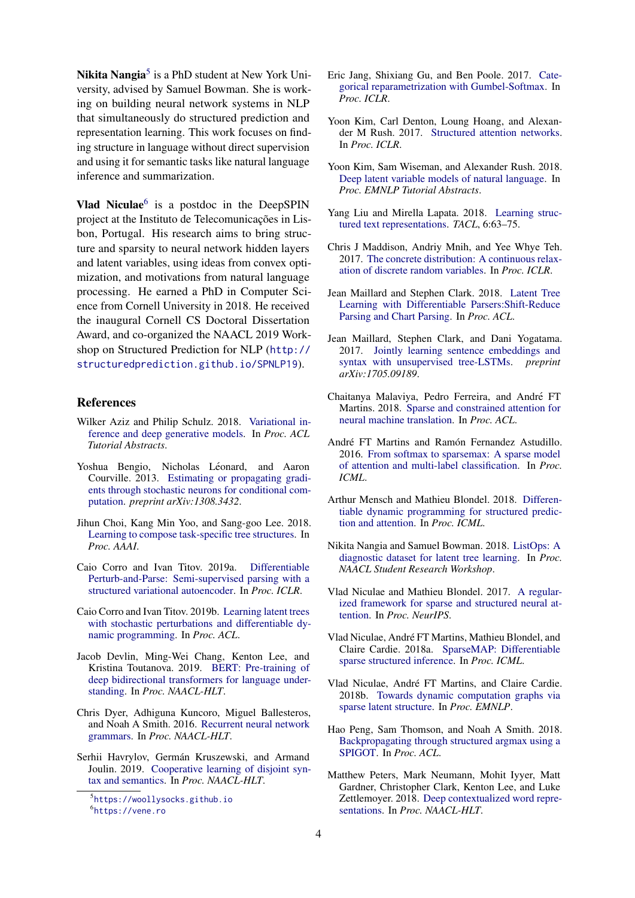**Nikita Nangia**[5] is a PhD student at New York University, advised by Samuel Bowman. She is working on building neural network systems in NLP that simultaneously do structured prediction and representation learning. This work focuses on finding structure in language without direct supervision and using it for semantic tasks like natural language inference and summarization.

**Vlad Niculae**[6] is a postdoc in the DeepSPIN project at the Instituto de Telecomunicações in Lisbon, Portugal. His research aims to bring structure and sparsity to neural network hidden layers and latent variables, using ideas from convex optimization, and motivations from natural language processing. He earned a PhD in Computer Science from Cornell University in 2018. He received the inaugural Cornell CS Doctoral Dissertation Award, and co-organized the NAACL 2019 Workshop on Structured Prediction for NLP (`http://structuredprediction.github.io/SPNLP19`).

## References

Wilker Aziz and Philip Schulz. 2018. Variational inference and deep generative models. In *Proc. ACL Tutorial Abstracts*.

Yoshua Bengio, Nicholas Léonard, and Aaron Courville. 2013. Estimating or propagating gradients through stochastic neurons for conditional computation. *preprint arXiv:1308.3432*.

Jihun Choi, Kang Min Yoo, and Sang-goo Lee. 2018. Learning to compose task-specific tree structures. In *Proc. AAAI*.

Caio Corro and Ivan Titov. 2019a. Differentiable Perturb-and-Parse: Semi-supervised parsing with a structured variational autoencoder. In *Proc. ICLR*.

Caio Corro and Ivan Titov. 2019b. Learning latent trees with stochastic perturbations and differentiable dynamic programming. In *Proc. ACL*.

Jacob Devlin, Ming-Wei Chang, Kenton Lee, and Kristina Toutanova. 2019. BERT: Pre-training of deep bidirectional transformers for language understanding. In *Proc. NAACL-HLT*.

Chris Dyer, Adhiguna Kuncoro, Miguel Ballesteros, and Noah A Smith. 2016. Recurrent neural network grammars. In *Proc. NAACL-HLT*.

Serhii Havrylov, Germán Kruszewski, and Armand Joulin. 2019. Cooperative learning of disjoint syntax and semantics. In *Proc. NAACL-HLT*.

Eric Jang, Shixiang Gu, and Ben Poole. 2017. Categorical reparametrization with Gumbel-Softmax. In *Proc. ICLR*.

Yoon Kim, Carl Denton, Loung Hoang, and Alexander M Rush. 2017. Structured attention networks. In *Proc. ICLR*.

Yoon Kim, Sam Wiseman, and Alexander Rush. 2018. Deep latent variable models of natural language. In *Proc. EMNLP Tutorial Abstracts*.

Yang Liu and Mirella Lapata. 2018. Learning structured text representations. *TACL*, 6:63–75.

Chris J Maddison, Andriy Mnih, and Yee Whye Teh. 2017. The concrete distribution: A continuous relaxation of discrete random variables. In *Proc. ICLR*.

Jean Maillard and Stephen Clark. 2018. Latent Tree Learning with Differentiable Parsers:Shift-Reduce Parsing and Chart Parsing. In *Proc. ACL*.

Jean Maillard, Stephen Clark, and Dani Yogatama. 2017. Jointly learning sentence embeddings and syntax with unsupervised tree-LSTMs. *preprint arXiv:1705.09189*.

Chaitanya Malaviya, Pedro Ferreira, and André FT Martins. 2018. Sparse and constrained attention for neural machine translation. In *Proc. ACL*.

André FT Martins and Ramón Fernandez Astudillo. 2016. From softmax to sparsemax: A sparse model of attention and multi-label classification. In *Proc. ICML*.

Arthur Mensch and Mathieu Blondel. 2018. Differentiable dynamic programming for structured prediction and attention. In *Proc. ICML*.

Nikita Nangia and Samuel Bowman. 2018. ListOps: A diagnostic dataset for latent tree learning. In *Proc. NAACL Student Research Workshop*.

Vlad Niculae and Mathieu Blondel. 2017. A regularized framework for sparse and structured neural attention. In *Proc. NeurIPS*.

Vlad Niculae, André FT Martins, Mathieu Blondel, and Claire Cardie. 2018a. SparseMAP: Differentiable sparse structured inference. In *Proc. ICML*.

Vlad Niculae, André FT Martins, and Claire Cardie. 2018b. Towards dynamic computation graphs via sparse latent structure. In *Proc. EMNLP*.

Hao Peng, Sam Thomson, and Noah A Smith. 2018. Backpropagating through structured argmax using a SPIGOT. In *Proc. ACL*.

Matthew Peters, Mark Neumann, Mohit Iyyer, Matt Gardner, Christopher Clark, Kenton Lee, and Luke Zettlemoyer. 2018. Deep contextualized word representations. In *Proc. NAACL-HLT*.

[5] `https://woollysocks.github.io`

[6] `https://vene.ro`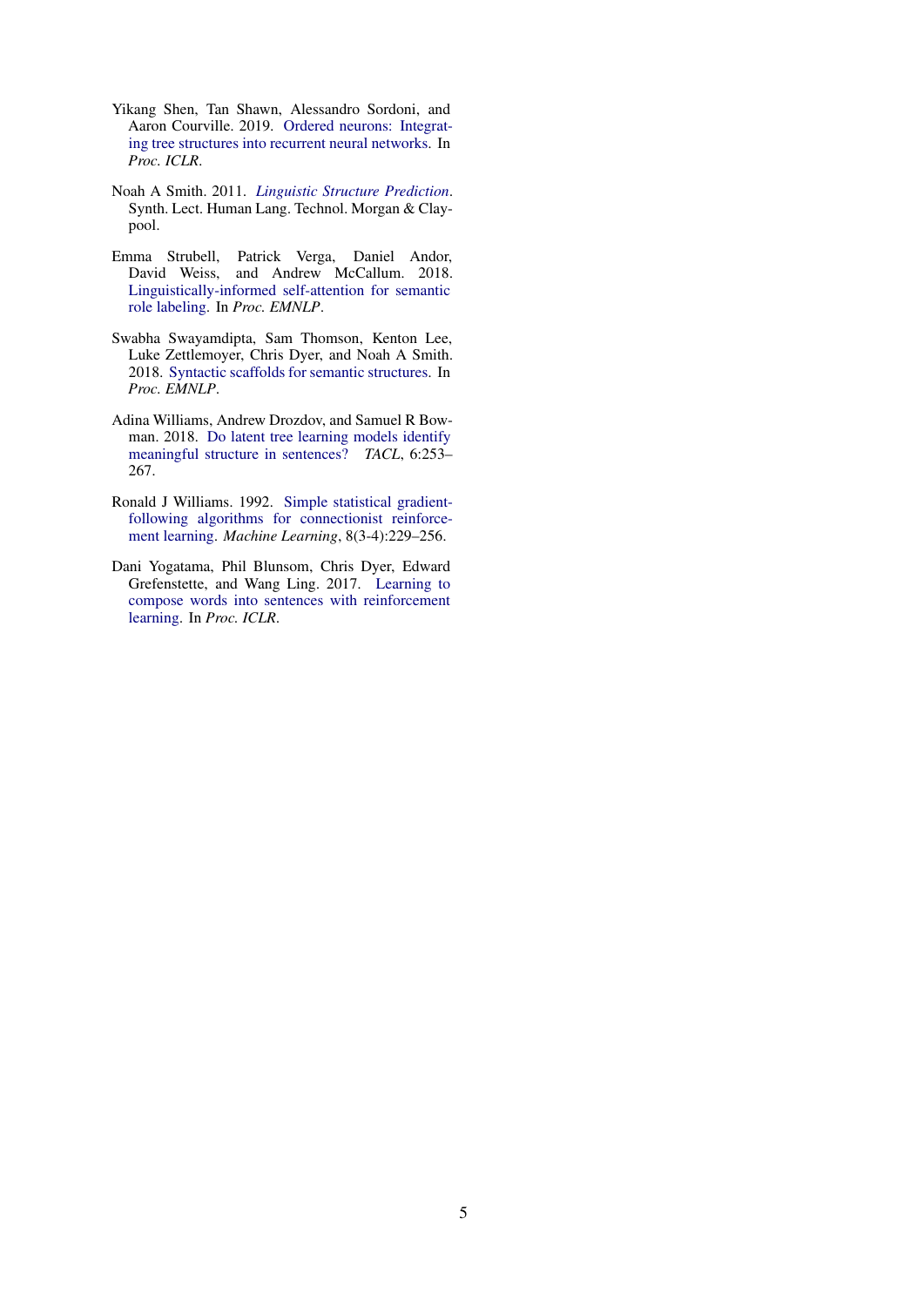Yikang Shen, Tan Shawn, Alessandro Sordoni, and Aaron Courville. 2019. Ordered neurons: Integrating tree structures into recurrent neural networks. In *Proc. ICLR*.

Noah A Smith. 2011. *Linguistic Structure Prediction*. Synth. Lect. Human Lang. Technol. Morgan & Claypool.

Emma Strubell, Patrick Verga, Daniel Andor, David Weiss, and Andrew McCallum. 2018. Linguistically-informed self-attention for semantic role labeling. In *Proc. EMNLP*.

Swabha Swayamdipta, Sam Thomson, Kenton Lee, Luke Zettlemoyer, Chris Dyer, and Noah A Smith. 2018. Syntactic scaffolds for semantic structures. In *Proc. EMNLP*.

Adina Williams, Andrew Drozdov, and Samuel R Bowman. 2018. Do latent tree learning models identify meaningful structure in sentences? *TACL*, 6:253–267.

Ronald J Williams. 1992. Simple statistical gradient-following algorithms for connectionist reinforcement learning. *Machine Learning*, 8(3-4):229–256.

Dani Yogatama, Phil Blunsom, Chris Dyer, Edward Grefenstette, and Wang Ling. 2017. Learning to compose words into sentences with reinforcement learning. In *Proc. ICLR*.